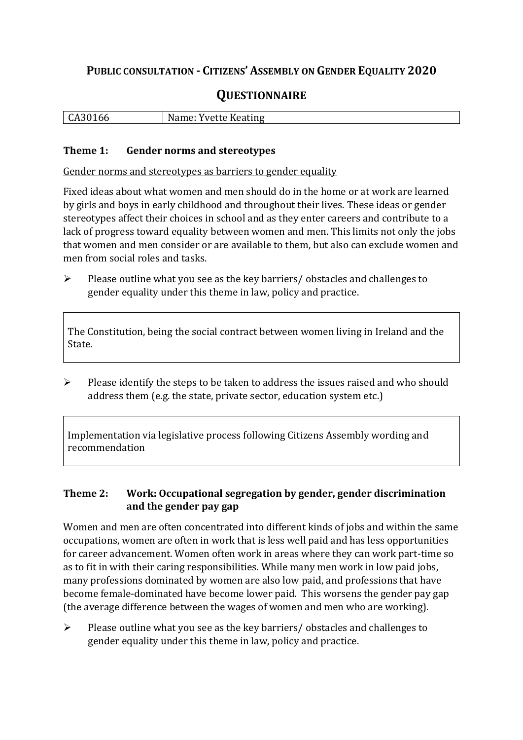# Public consultation - Citizens' Assembly on Gender Equality 2020

## Questionnaire

| CA30166 | Name: Yvette Keating |
| --- | --- |

### Theme 1: Gender norms and stereotypes

Gender norms and stereotypes as barriers to gender equality

Fixed ideas about what women and men should do in the home or at work are learned by girls and boys in early childhood and throughout their lives. These ideas or gender stereotypes affect their choices in school and as they enter careers and contribute to a lack of progress toward equality between women and men. This limits not only the jobs that women and men consider or are available to them, but also can exclude women and men from social roles and tasks.

- Please outline what you see as the key barriers/ obstacles and challenges to gender equality under this theme in law, policy and practice.

> The Constitution, being the social contract between women living in Ireland and the State.

- Please identify the steps to be taken to address the issues raised and who should address them (e.g. the state, private sector, education system etc.)

> Implementation via legislative process following Citizens Assembly wording and recommendation

### Theme 2: Work: Occupational segregation by gender, gender discrimination and the gender pay gap

Women and men are often concentrated into different kinds of jobs and within the same occupations, women are often in work that is less well paid and has less opportunities for career advancement. Women often work in areas where they can work part-time so as to fit in with their caring responsibilities. While many men work in low paid jobs, many professions dominated by women are also low paid, and professions that have become female-dominated have become lower paid. This worsens the gender pay gap (the average difference between the wages of women and men who are working).

- Please outline what you see as the key barriers/ obstacles and challenges to gender equality under this theme in law, policy and practice.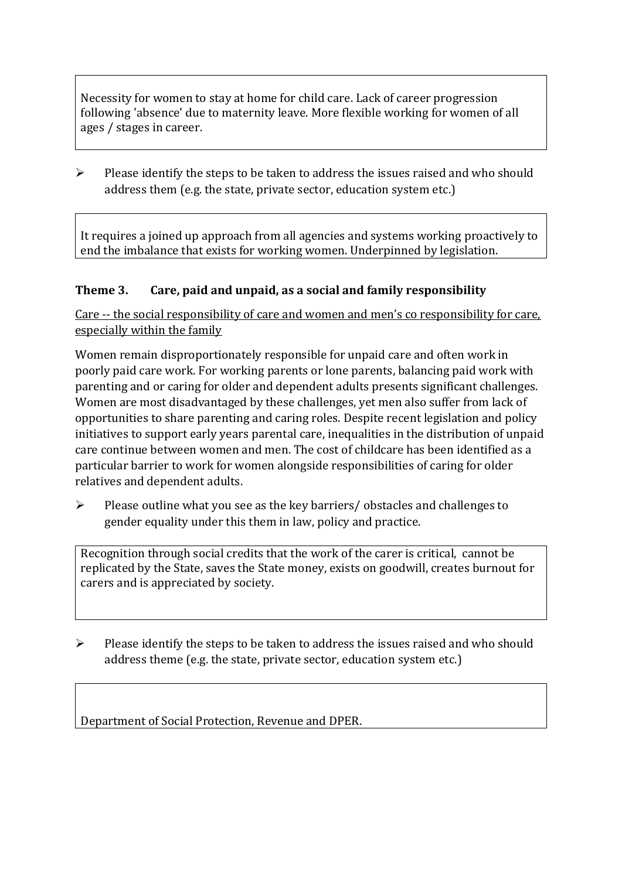Necessity for women to stay at home for child care. Lack of career progression following 'absence' due to maternity leave. More flexible working for women of all ages / stages in career.

- Please identify the steps to be taken to address the issues raised and who should address them (e.g. the state, private sector, education system etc.)

It requires a joined up approach from all agencies and systems working proactively to end the imbalance that exists for working women. Underpinned by legislation.

### Theme 3. Care, paid and unpaid, as a social and family responsibility

<u>Care -- the social responsibility of care and women and men's co responsibility for care, especially within the family</u>

Women remain disproportionately responsible for unpaid care and often work in poorly paid care work. For working parents or lone parents, balancing paid work with parenting and or caring for older and dependent adults presents significant challenges. Women are most disadvantaged by these challenges, yet men also suffer from lack of opportunities to share parenting and caring roles. Despite recent legislation and policy initiatives to support early years parental care, inequalities in the distribution of unpaid care continue between women and men. The cost of childcare has been identified as a particular barrier to work for women alongside responsibilities of caring for older relatives and dependent adults.

- Please outline what you see as the key barriers/ obstacles and challenges to gender equality under this them in law, policy and practice.

Recognition through social credits that the work of the carer is critical, cannot be replicated by the State, saves the State money, exists on goodwill, creates burnout for carers and is appreciated by society.

- Please identify the steps to be taken to address the issues raised and who should address theme (e.g. the state, private sector, education system etc.)

Department of Social Protection, Revenue and DPER.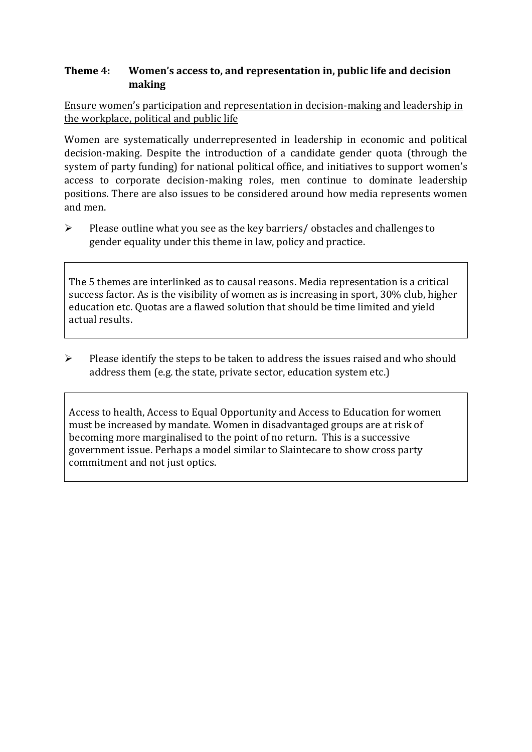### Theme 4: Women's access to, and representation in, public life and decision making

<u>Ensure women's participation and representation in decision-making and leadership in the workplace, political and public life</u>

Women are systematically underrepresented in leadership in economic and political decision-making. Despite the introduction of a candidate gender quota (through the system of party funding) for national political office, and initiatives to support women's access to corporate decision-making roles, men continue to dominate leadership positions. There are also issues to be considered around how media represents women and men.

- Please outline what you see as the key barriers/ obstacles and challenges to gender equality under this theme in law, policy and practice.

> The 5 themes are interlinked as to causal reasons. Media representation is a critical success factor. As is the visibility of women as is increasing in sport, 30% club, higher education etc. Quotas are a flawed solution that should be time limited and yield actual results.

- Please identify the steps to be taken to address the issues raised and who should address them (e.g. the state, private sector, education system etc.)

> Access to health, Access to Equal Opportunity and Access to Education for women must be increased by mandate. Women in disadvantaged groups are at risk of becoming more marginalised to the point of no return. This is a successive government issue. Perhaps a model similar to Slaintecare to show cross party commitment and not just optics.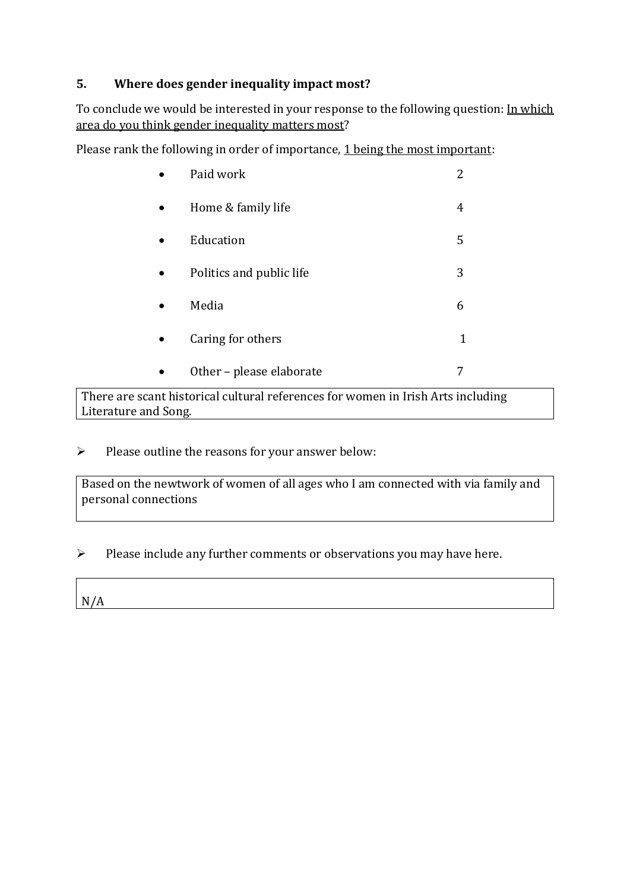### 5. Where does gender inequality impact most?

To conclude we would be interested in your response to the following question: <u>In which area do you think gender inequality matters most</u>?

Please rank the following in order of importance, <u>1 being the most important</u>:

- Paid work 2
- Home & family life 4
- Education 5
- Politics and public life 3
- Media 6
- Caring for others 1
- Other – please elaborate 7

| |
|---|
| There are scant historical cultural references for women in Irish Arts including Literature and Song. |

➢ Please outline the reasons for your answer below:

| |
|---|
| Based on the newtwork of women of all ages who I am connected with via family and personal connections |

➢ Please include any further comments or observations you may have here.

| |
|---|
| N/A |